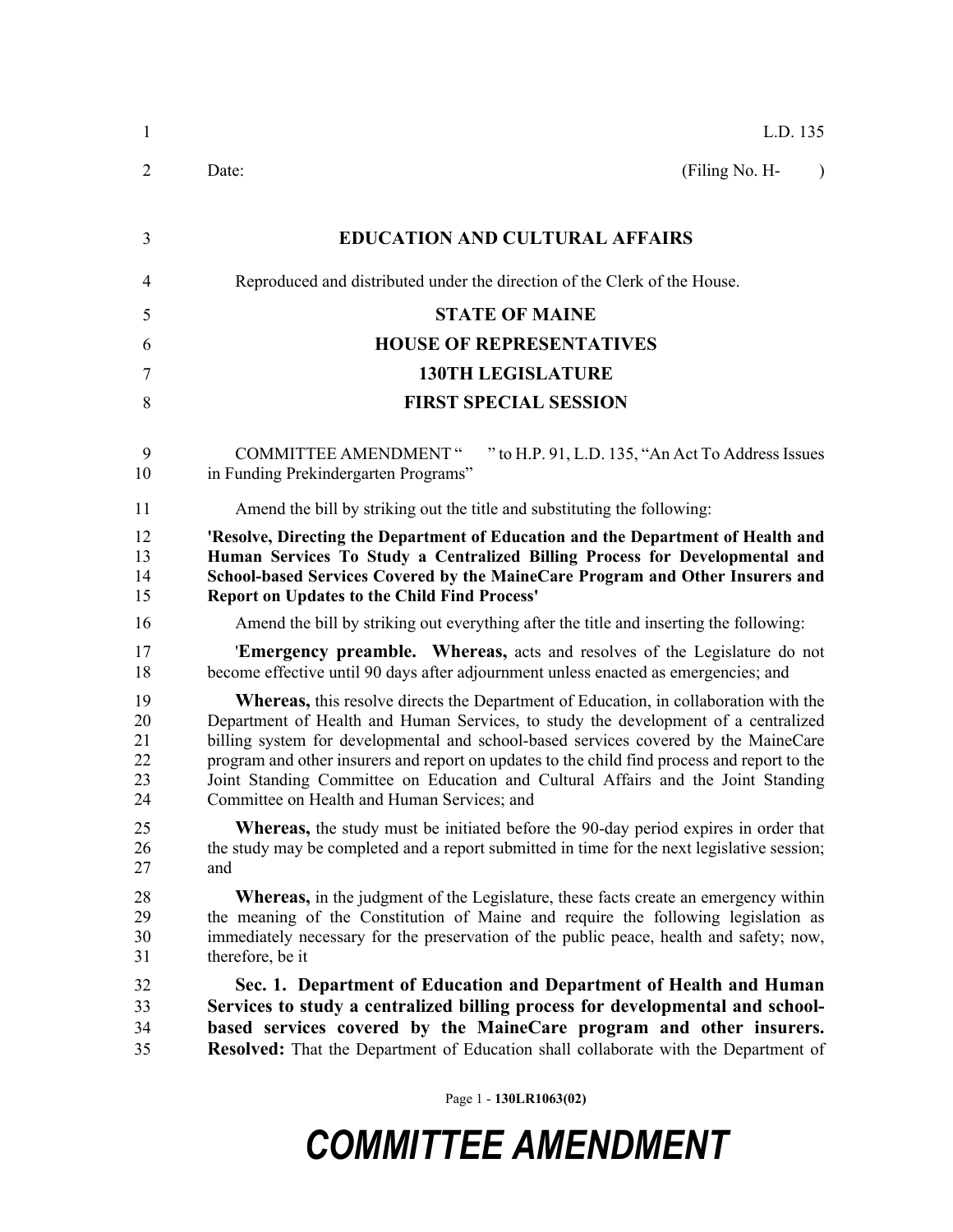L.D. 135

Date: (Filing No. H- )

**EDUCATION AND CULTURAL AFFAIRS**

Reproduced and distributed under the direction of the Clerk of the House.

**STATE OF MAINE**

**HOUSE OF REPRESENTATIVES**

**130TH LEGISLATURE**

**FIRST SPECIAL SESSION**

COMMITTEE AMENDMENT " " to H.P. 91, L.D. 135, "An Act To Address Issues in Funding Prekindergarten Programs"

Amend the bill by striking out the title and substituting the following:

**'Resolve, Directing the Department of Education and the Department of Health and Human Services To Study a Centralized Billing Process for Developmental and School-based Services Covered by the MaineCare Program and Other Insurers and Report on Updates to the Child Find Process'**

Amend the bill by striking out everything after the title and inserting the following:

'**Emergency preamble. Whereas,** acts and resolves of the Legislature do not become effective until 90 days after adjournment unless enacted as emergencies; and

**Whereas,** this resolve directs the Department of Education, in collaboration with the Department of Health and Human Services, to study the development of a centralized billing system for developmental and school-based services covered by the MaineCare program and other insurers and report on updates to the child find process and report to the Joint Standing Committee on Education and Cultural Affairs and the Joint Standing Committee on Health and Human Services; and

**Whereas,** the study must be initiated before the 90-day period expires in order that the study may be completed and a report submitted in time for the next legislative session; and

**Whereas,** in the judgment of the Legislature, these facts create an emergency within the meaning of the Constitution of Maine and require the following legislation as immediately necessary for the preservation of the public peace, health and safety; now, therefore, be it

**Sec. 1. Department of Education and Department of Health and Human Services to study a centralized billing process for developmental and school-based services covered by the MaineCare program and other insurers. Resolved:** That the Department of Education shall collaborate with the Department of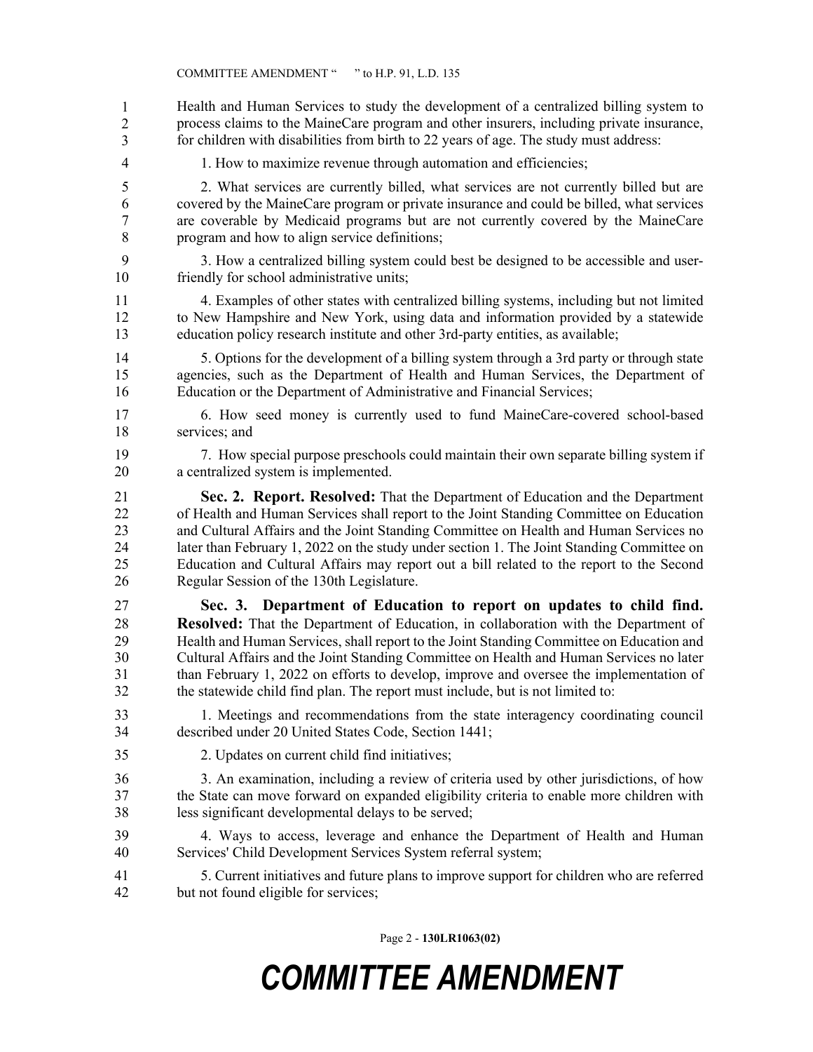Health and Human Services to study the development of a centralized billing system to process claims to the MaineCare program and other insurers, including private insurance, for children with disabilities from birth to 22 years of age. The study must address:

1. How to maximize revenue through automation and efficiencies;

2. What services are currently billed, what services are not currently billed but are covered by the MaineCare program or private insurance and could be billed, what services are coverable by Medicaid programs but are not currently covered by the MaineCare program and how to align service definitions;

3. How a centralized billing system could best be designed to be accessible and user-friendly for school administrative units;

4. Examples of other states with centralized billing systems, including but not limited to New Hampshire and New York, using data and information provided by a statewide education policy research institute and other 3rd-party entities, as available;

5. Options for the development of a billing system through a 3rd party or through state agencies, such as the Department of Health and Human Services, the Department of Education or the Department of Administrative and Financial Services;

6. How seed money is currently used to fund MaineCare-covered school-based services; and

7. How special purpose preschools could maintain their own separate billing system if a centralized system is implemented.

**Sec. 2. Report. Resolved:** That the Department of Education and the Department of Health and Human Services shall report to the Joint Standing Committee on Education and Cultural Affairs and the Joint Standing Committee on Health and Human Services no later than February 1, 2022 on the study under section 1. The Joint Standing Committee on Education and Cultural Affairs may report out a bill related to the report to the Second Regular Session of the 130th Legislature.

**Sec. 3. Department of Education to report on updates to child find. Resolved:** That the Department of Education, in collaboration with the Department of Health and Human Services, shall report to the Joint Standing Committee on Education and Cultural Affairs and the Joint Standing Committee on Health and Human Services no later than February 1, 2022 on efforts to develop, improve and oversee the implementation of the statewide child find plan. The report must include, but is not limited to:

1. Meetings and recommendations from the state interagency coordinating council described under 20 United States Code, Section 1441;

2. Updates on current child find initiatives;

3. An examination, including a review of criteria used by other jurisdictions, of how the State can move forward on expanded eligibility criteria to enable more children with less significant developmental delays to be served;

4. Ways to access, leverage and enhance the Department of Health and Human Services' Child Development Services System referral system;

5. Current initiatives and future plans to improve support for children who are referred but not found eligible for services;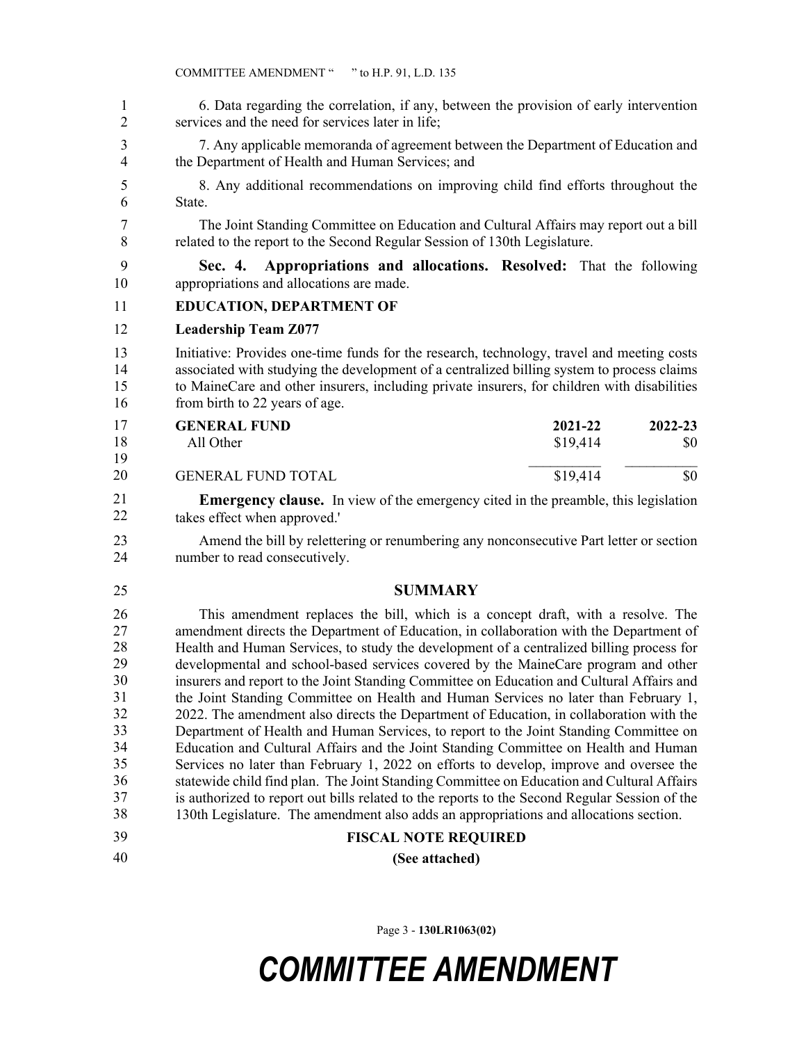6. Data regarding the correlation, if any, between the provision of early intervention services and the need for services later in life;

7. Any applicable memoranda of agreement between the Department of Education and the Department of Health and Human Services; and

8. Any additional recommendations on improving child find efforts throughout the State.

The Joint Standing Committee on Education and Cultural Affairs may report out a bill related to the report to the Second Regular Session of 130th Legislature.

**Sec. 4. Appropriations and allocations. Resolved:** That the following appropriations and allocations are made.

**EDUCATION, DEPARTMENT OF**

**Leadership Team Z077**

Initiative: Provides one-time funds for the research, technology, travel and meeting costs associated with studying the development of a centralized billing system to process claims to MaineCare and other insurers, including private insurers, for children with disabilities from birth to 22 years of age.

| GENERAL FUND | 2021-22 | 2022-23 |
|---|---|---|
| All Other | $19,414 | $0 |
| GENERAL FUND TOTAL | $19,414 | $0 |

**Emergency clause.** In view of the emergency cited in the preamble, this legislation takes effect when approved.'

Amend the bill by relettering or renumbering any nonconsecutive Part letter or section number to read consecutively.

## SUMMARY

This amendment replaces the bill, which is a concept draft, with a resolve. The amendment directs the Department of Education, in collaboration with the Department of Health and Human Services, to study the development of a centralized billing process for developmental and school-based services covered by the MaineCare program and other insurers and report to the Joint Standing Committee on Education and Cultural Affairs and the Joint Standing Committee on Health and Human Services no later than February 1, 2022. The amendment also directs the Department of Education, in collaboration with the Department of Health and Human Services, to report to the Joint Standing Committee on Education and Cultural Affairs and the Joint Standing Committee on Health and Human Services no later than February 1, 2022 on efforts to develop, improve and oversee the statewide child find plan. The Joint Standing Committee on Education and Cultural Affairs is authorized to report out bills related to the reports to the Second Regular Session of the 130th Legislature. The amendment also adds an appropriations and allocations section.

**FISCAL NOTE REQUIRED**

**(See attached)**